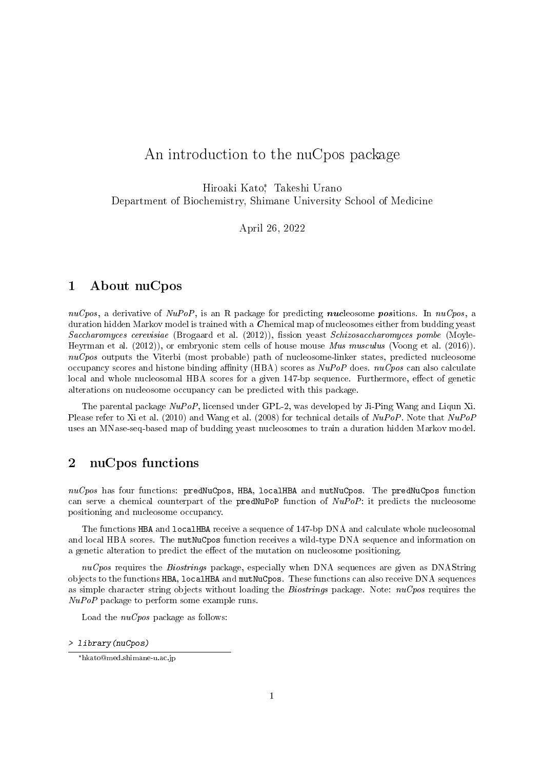# An introduction to the nuCpos package

Hiroaki Kato[*], Takeshi Urano
Department of Biochemistry, Shimane University School of Medicine

April 26, 2022

## 1 About nuCpos

*nuCpos*, a derivative of *NuPoP*, is an R package for predicting ***nuc***leosome ***pos***itions. In *nuCpos*, a duration hidden Markov model is trained with a ***C***hemical map of nucleosomes either from budding yeast *Saccharomyces cerevisiae* (Brogaard et al. (2012)), fission yeast *Schizosaccharomyces pombe* (Moyle-Heyrman et al. (2012)), or embryonic stem cells of house mouse *Mus musculus* (Voong et al. (2016)). *nuCpos* outputs the Viterbi (most probable) path of nucleosome-linker states, predicted nucleosome occupancy scores and histone binding affinity (HBA) scores as *NuPoP* does. *nuCpos* can also calculate local and whole nucleosomal HBA scores for a given 147-bp sequence. Furthermore, effect of genetic alterations on nucleosome occupancy can be predicted with this package.

The parental package *NuPoP*, licensed under GPL-2, was developed by Ji-Ping Wang and Liqun Xi. Please refer to Xi et al. (2010) and Wang et al. (2008) for technical details of *NuPoP*. Note that *NuPoP* uses an MNase-seq-based map of budding yeast nucleosomes to train a duration hidden Markov model.

## 2 nuCpos functions

*nuCpos* has four functions: `predNuCpos`, `HBA`, `localHBA` and `mutNuCpos`. The `predNuCpos` function can serve a chemical counterpart of the `predNuPoP` function of *NuPoP*: it predicts the nucleosome positioning and nucleosome occupancy.

The functions `HBA` and `localHBA` receive a sequence of 147-bp DNA and calculate whole nucleosomal and local HBA scores. The `mutNuCpos` function receives a wild-type DNA sequence and information on a genetic alteration to predict the effect of the mutation on nucleosome positioning.

*nuCpos* requires the *Biostrings* package, especially when DNA sequences are given as DNAString objects to the functions `HBA`, `localHBA` and `mutNuCpos`. These functions can also receive DNA sequences as simple character string objects without loading the *Biostrings* package. Note: *nuCpos* requires the *NuPoP* package to perform some example runs.

Load the *nuCpos* package as follows:

```
> library(nuCpos)
```

[*] hkato@med.shimane-u.ac.jp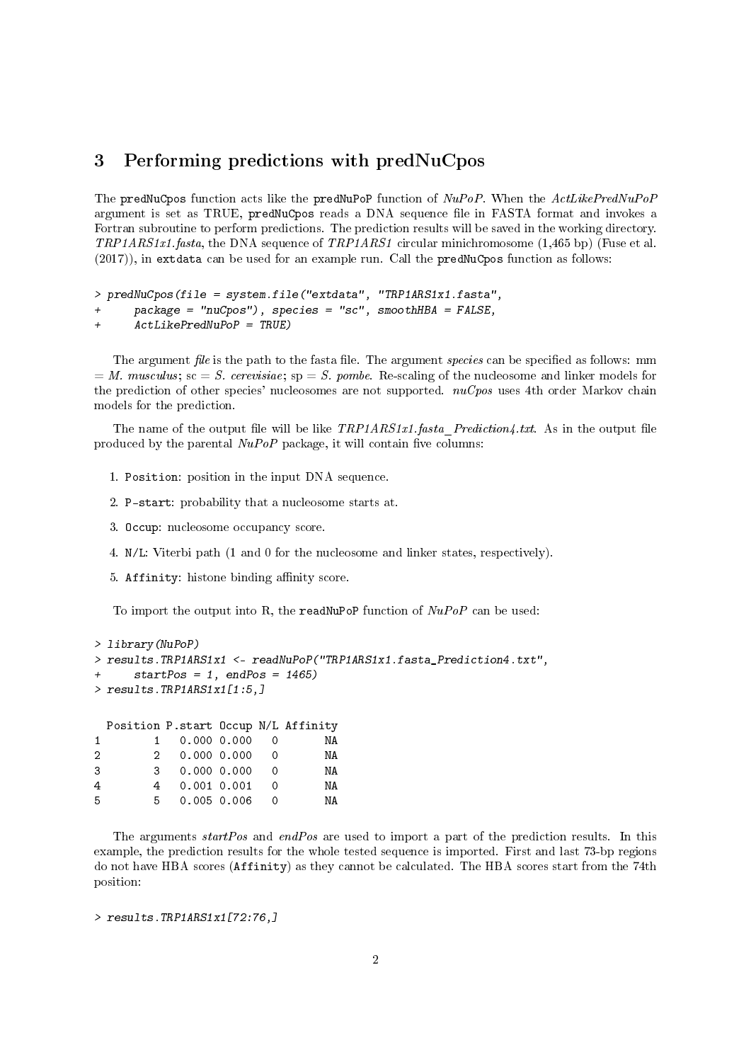## 3 Performing predictions with predNuCpos

The `predNuCpos` function acts like the `predNuPoP` function of *NuPoP*. When the *ActLikePredNuPoP* argument is set as TRUE, `predNuCpos` reads a DNA sequence file in FASTA format and invokes a Fortran subroutine to perform predictions. The prediction results will be saved in the working directory. *TRP1ARS1x1.fasta*, the DNA sequence of *TRP1ARS1* circular minichromosome (1,465 bp) (Fuse et al. (2017)), in `extdata` can be used for an example run. Call the `predNuCpos` function as follows:

```
> predNuCpos(file = system.file("extdata", "TRP1ARS1x1.fasta",
+      package = "nuCpos"), species = "sc", smoothHBA = FALSE,
+      ActLikePredNuPoP = TRUE)
```

The argument *file* is the path to the fasta file. The argument *species* can be specified as follows: mm = *M. musculus*; sc = *S. cerevisiae*; sp = *S. pombe*. Re-scaling of the nucleosome and linker models for the prediction of other species' nucleosomes are not supported. *nuCpos* uses 4th order Markov chain models for the prediction.

The name of the output file will be like *TRP1ARS1x1.fasta_Prediction4.txt*. As in the output file produced by the parental *NuPoP* package, it will contain five columns:

1. `Position`: position in the input DNA sequence.
2. `P-start`: probability that a nucleosome starts at.
3. `Occup`: nucleosome occupancy score.
4. `N/L`: Viterbi path (1 and 0 for the nucleosome and linker states, respectively).
5. `Affinity`: histone binding affinity score.

To import the output into R, the `readNuPoP` function of *NuPoP* can be used:

```
> library(NuPoP)
> results.TRP1ARS1x1 <- readNuPoP("TRP1ARS1x1.fasta_Prediction4.txt",
+      startPos = 1, endPos = 1465)
> results.TRP1ARS1x1[1:5,]
```

```
  Position P.start Occup N/L Affinity
1        1   0.000 0.000   0       NA
2        2   0.000 0.000   0       NA
3        3   0.000 0.000   0       NA
4        4   0.001 0.001   0       NA
5        5   0.005 0.006   0       NA
```

The arguments *startPos* and *endPos* are used to import a part of the prediction results. In this example, the prediction results for the whole tested sequence is imported. First and last 73-bp regions do not have HBA scores (`Affinity`) as they cannot be calculated. The HBA scores start from the 74th position:

```
> results.TRP1ARS1x1[72:76,]
```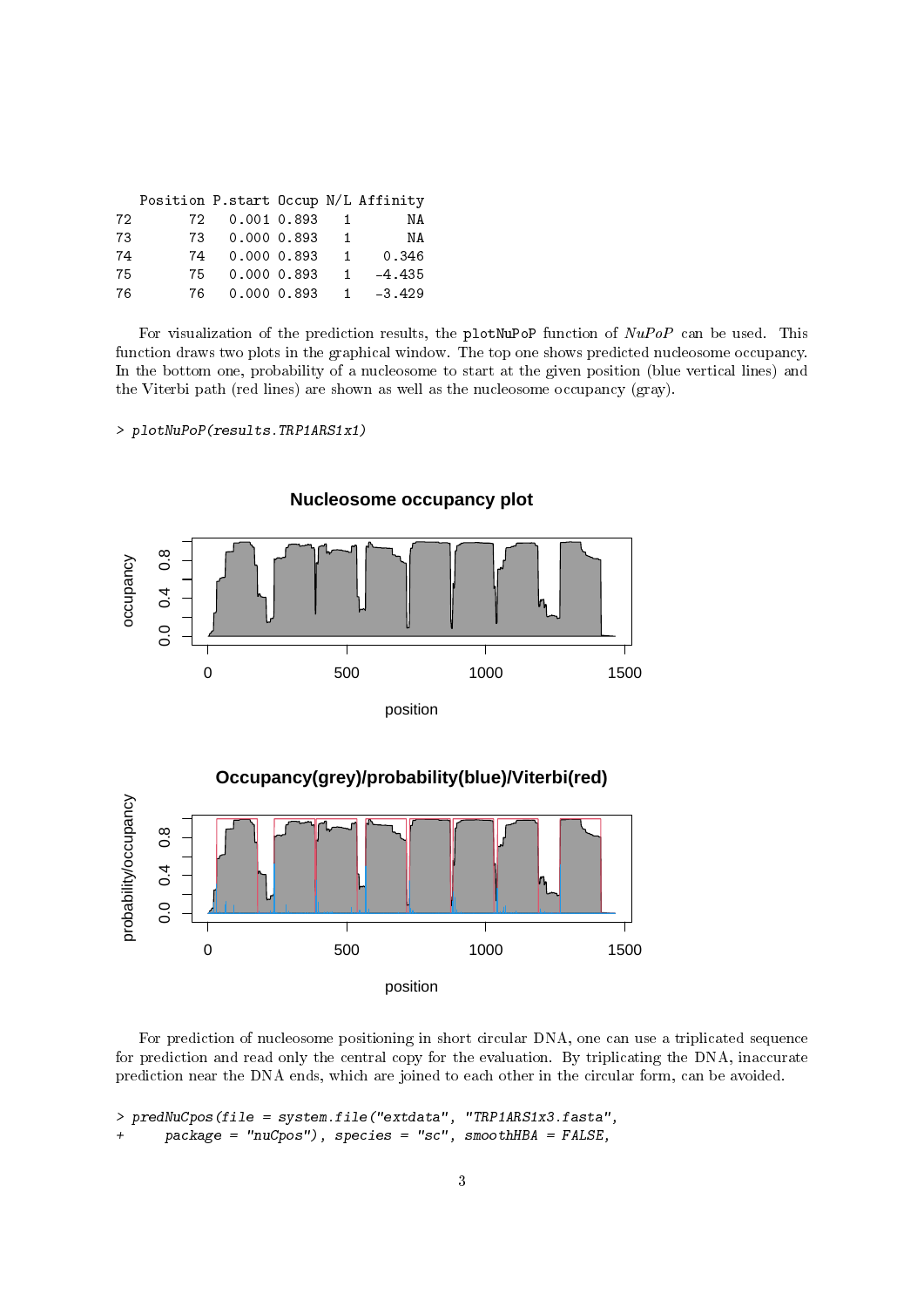```
   Position P.start Occup N/L Affinity
72       72   0.001 0.893   1       NA
73       73   0.000 0.893   1       NA
74       74   0.000 0.893   1    0.346
75       75   0.000 0.893   1   -4.435
76       76   0.000 0.893   1   -3.429
```

For visualization of the prediction results, the `plotNuPoP` function of *NuPoP* can be used. This function draws two plots in the graphical window. The top one shows predicted nucleosome occupancy. In the bottom one, probability of a nucleosome to start at the given position (blue vertical lines) and the Viterbi path (red lines) are shown as well as the nucleosome occupancy (gray).

```
> plotNuPoP(results.TRP1ARS1x1)
```

For prediction of nucleosome positioning in short circular DNA, one can use a triplicated sequence for prediction and read only the central copy for the evaluation. By triplicating the DNA, inaccurate prediction near the DNA ends, which are joined to each other in the circular form, can be avoided.

```
> predNuCpos(file = system.file("extdata", "TRP1ARS1x3.fasta",
+     package = "nuCpos"), species = "sc", smoothHBA = FALSE,
```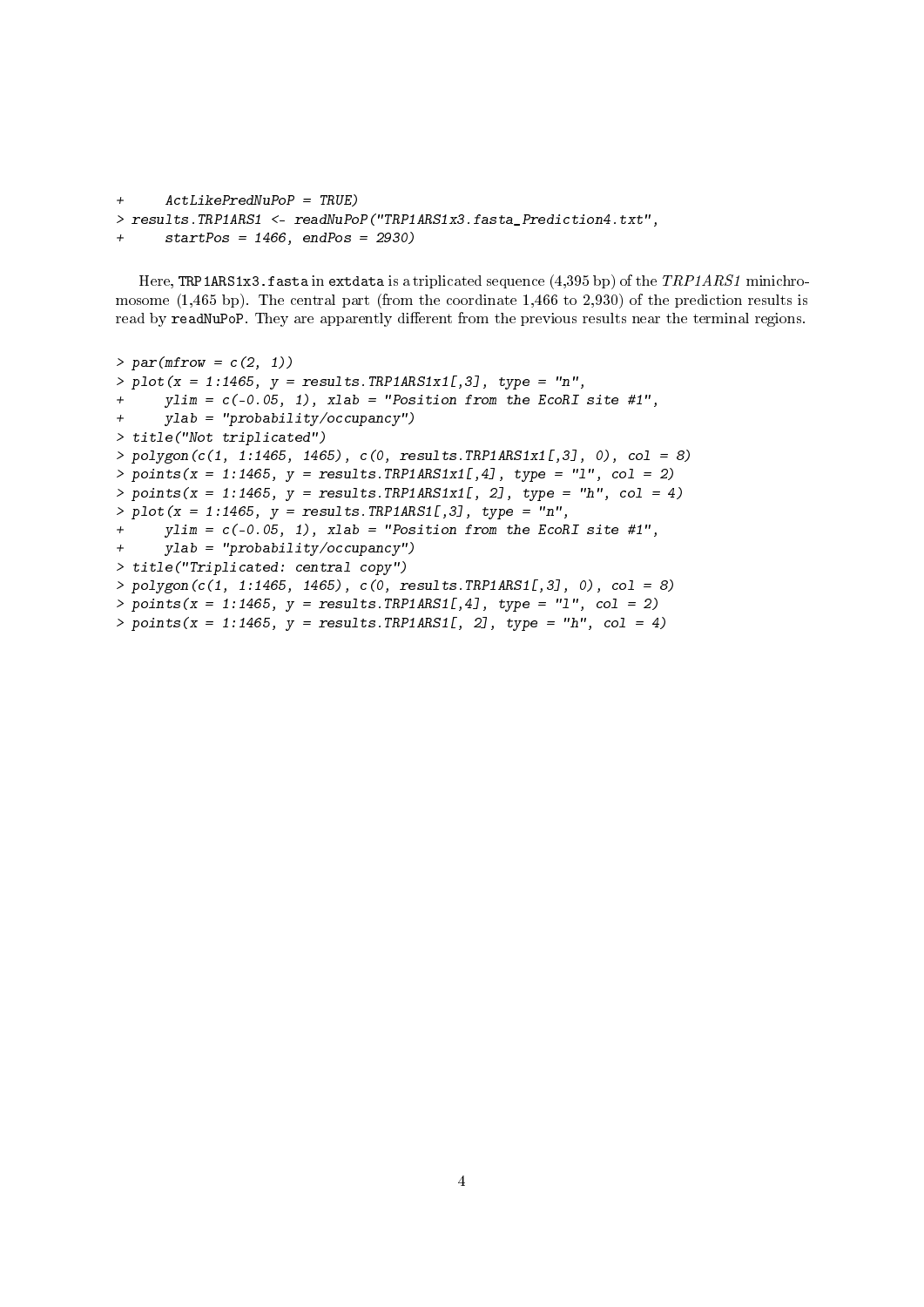```
+     ActLikePredNuPoP = TRUE)
> results.TRP1ARS1 <- readNuPoP("TRP1ARS1x3.fasta_Prediction4.txt",
+     startPos = 1466, endPos = 2930)
```

Here, `TRP1ARS1x3.fasta` in `extdata` is a triplicated sequence (4,395 bp) of the *TRP1ARS1* minichromosome (1,465 bp). The central part (from the coordinate 1,466 to 2,930) of the prediction results is read by `readNuPoP`. They are apparently different from the previous results near the terminal regions.

```
> par(mfrow = c(2, 1))
> plot(x = 1:1465, y = results.TRP1ARS1x1[,3], type = "n",
+     ylim = c(-0.05, 1), xlab = "Position from the EcoRI site #1",
+     ylab = "probability/occupancy")
> title("Not triplicated")
> polygon(c(1, 1:1465, 1465), c(0, results.TRP1ARS1x1[,3], 0), col = 8)
> points(x = 1:1465, y = results.TRP1ARS1x1[,4], type = "l", col = 2)
> points(x = 1:1465, y = results.TRP1ARS1x1[, 2], type = "h", col = 4)
> plot(x = 1:1465, y = results.TRP1ARS1[,3], type = "n",
+     ylim = c(-0.05, 1), xlab = "Position from the EcoRI site #1",
+     ylab = "probability/occupancy")
> title("Triplicated: central copy")
> polygon(c(1, 1:1465, 1465), c(0, results.TRP1ARS1[,3], 0), col = 8)
> points(x = 1:1465, y = results.TRP1ARS1[,4], type = "l", col = 2)
> points(x = 1:1465, y = results.TRP1ARS1[, 2], type = "h", col = 4)
```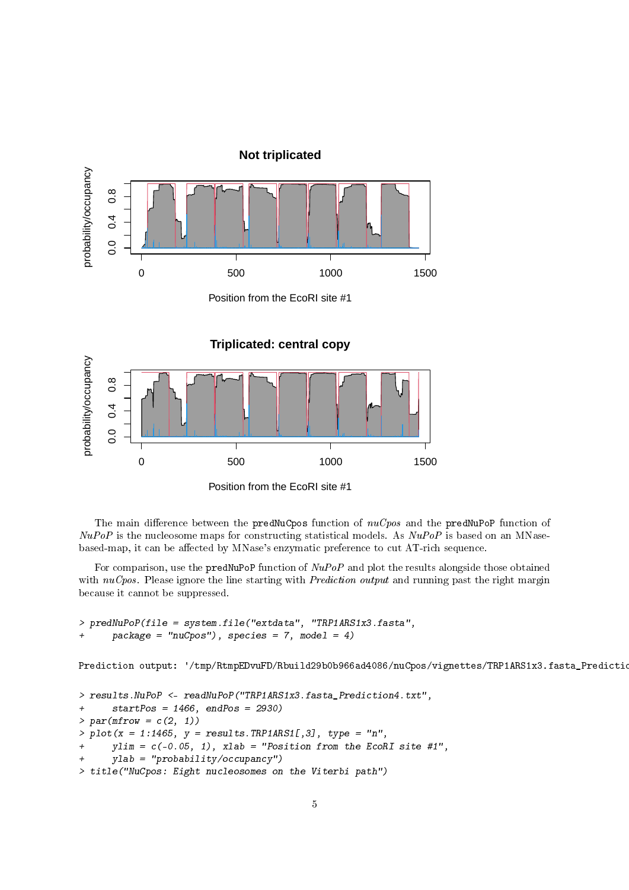The main difference between the `predNuCpos` function of *nuCpos* and the `predNuPoP` function of *NuPoP* is the nucleosome maps for constructing statistical models. As *NuPoP* is based on an MNase-based-map, it can be affected by MNase's enzymatic preference to cut AT-rich sequence.

For comparison, use the `predNuPoP` function of *NuPoP* and plot the results alongside those obtained with *nuCpos*. Please ignore the line starting with *Prediction output* and running past the right margin because it cannot be suppressed.

```
> predNuPoP(file = system.file("extdata", "TRP1ARS1x3.fasta",
+     package = "nuCpos"), species = 7, model = 4)

Prediction output: '/tmp/RtmpEDvuFD/Rbuild29b0b966ad4086/nuCpos/vignettes/TRP1ARS1x3.fasta_Predictio

> results.NuPoP <- readNuPoP("TRP1ARS1x3.fasta_Prediction4.txt",
+     startPos = 1466, endPos = 2930)
> par(mfrow = c(2, 1))
> plot(x = 1:1465, y = results.TRP1ARS1[,3], type = "n",
+     ylim = c(-0.05, 1), xlab = "Position from the EcoRI site #1",
+     ylab = "probability/occupancy")
> title("NuCpos: Eight nucleosomes on the Viterbi path")
```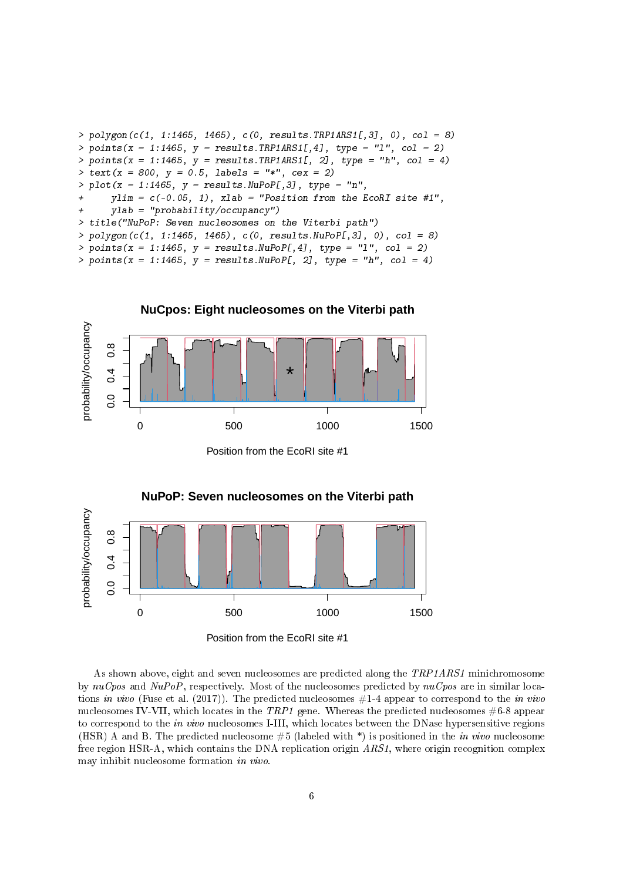```
> polygon(c(1, 1:1465, 1465), c(0, results.TRP1ARS1[,3], 0), col = 8)
> points(x = 1:1465, y = results.TRP1ARS1[,4], type = "l", col = 2)
> points(x = 1:1465, y = results.TRP1ARS1[, 2], type = "h", col = 4)
> text(x = 800, y = 0.5, labels = "*", cex = 2)
> plot(x = 1:1465, y = results.NuPoP[,3], type = "n",
+      ylim = c(-0.05, 1), xlab = "Position from the EcoRI site #1",
+      ylab = "probability/occupancy")
> title("NuPoP: Seven nucleosomes on the Viterbi path")
> polygon(c(1, 1:1465, 1465), c(0, results.NuPoP[,3], 0), col = 8)
> points(x = 1:1465, y = results.NuPoP[,4], type = "l", col = 2)
> points(x = 1:1465, y = results.NuPoP[, 2], type = "h", col = 4)
```

As shown above, eight and seven nucleosomes are predicted along the *TRP1ARS1* minichromosome by *nuCpos* and *NuPoP*, respectively. Most of the nucleosomes predicted by *nuCpos* are in similar locations *in vivo* (Fuse et al. (2017)). The predicted nucleosomes #1-4 appear to correspond to the *in vivo* nucleosomes IV-VII, which locates in the *TRP1* gene. Whereas the predicted nucleosomes #6-8 appear to correspond to the *in vivo* nucleosomes I-III, which locates between the DNase hypersensitive regions (HSR) A and B. The predicted nucleosome #5 (labeled with *) is positioned in the *in vivo* nucleosome free region HSR-A, which contains the DNA replication origin *ARS1*, where origin recognition complex may inhibit nucleosome formation *in vivo*.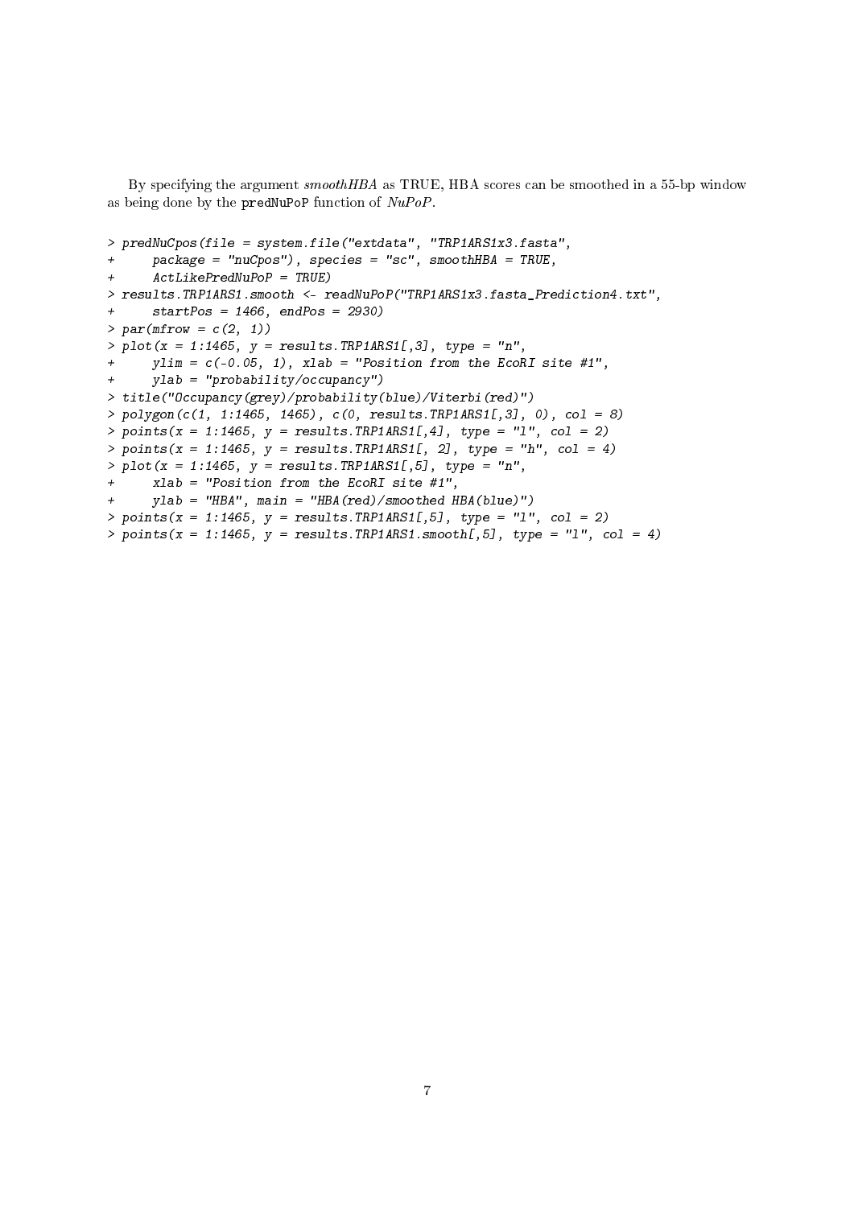By specifying the argument *smoothHBA* as TRUE, HBA scores can be smoothed in a 55-bp window as being done by the `predNuPoP` function of *NuPoP*.

```
> predNuCpos(file = system.file("extdata", "TRP1ARS1x3.fasta",
+     package = "nuCpos"), species = "sc", smoothHBA = TRUE,
+     ActLikePredNuPoP = TRUE)
> results.TRP1ARS1.smooth <- readNuPoP("TRP1ARS1x3.fasta_Prediction4.txt",
+     startPos = 1466, endPos = 2930)
> par(mfrow = c(2, 1))
> plot(x = 1:1465, y = results.TRP1ARS1[,3], type = "n",
+     ylim = c(-0.05, 1), xlab = "Position from the EcoRI site #1",
+     ylab = "probability/occupancy")
> title("Occupancy(grey)/probability(blue)/Viterbi(red)")
> polygon(c(1, 1:1465, 1465), c(0, results.TRP1ARS1[,3], 0), col = 8)
> points(x = 1:1465, y = results.TRP1ARS1[,4], type = "l", col = 2)
> points(x = 1:1465, y = results.TRP1ARS1[, 2], type = "h", col = 4)
> plot(x = 1:1465, y = results.TRP1ARS1[,5], type = "n",
+     xlab = "Position from the EcoRI site #1",
+     ylab = "HBA", main = "HBA(red)/smoothed HBA(blue)")
> points(x = 1:1465, y = results.TRP1ARS1[,5], type = "l", col = 2)
> points(x = 1:1465, y = results.TRP1ARS1.smooth[,5], type = "l", col = 4)
```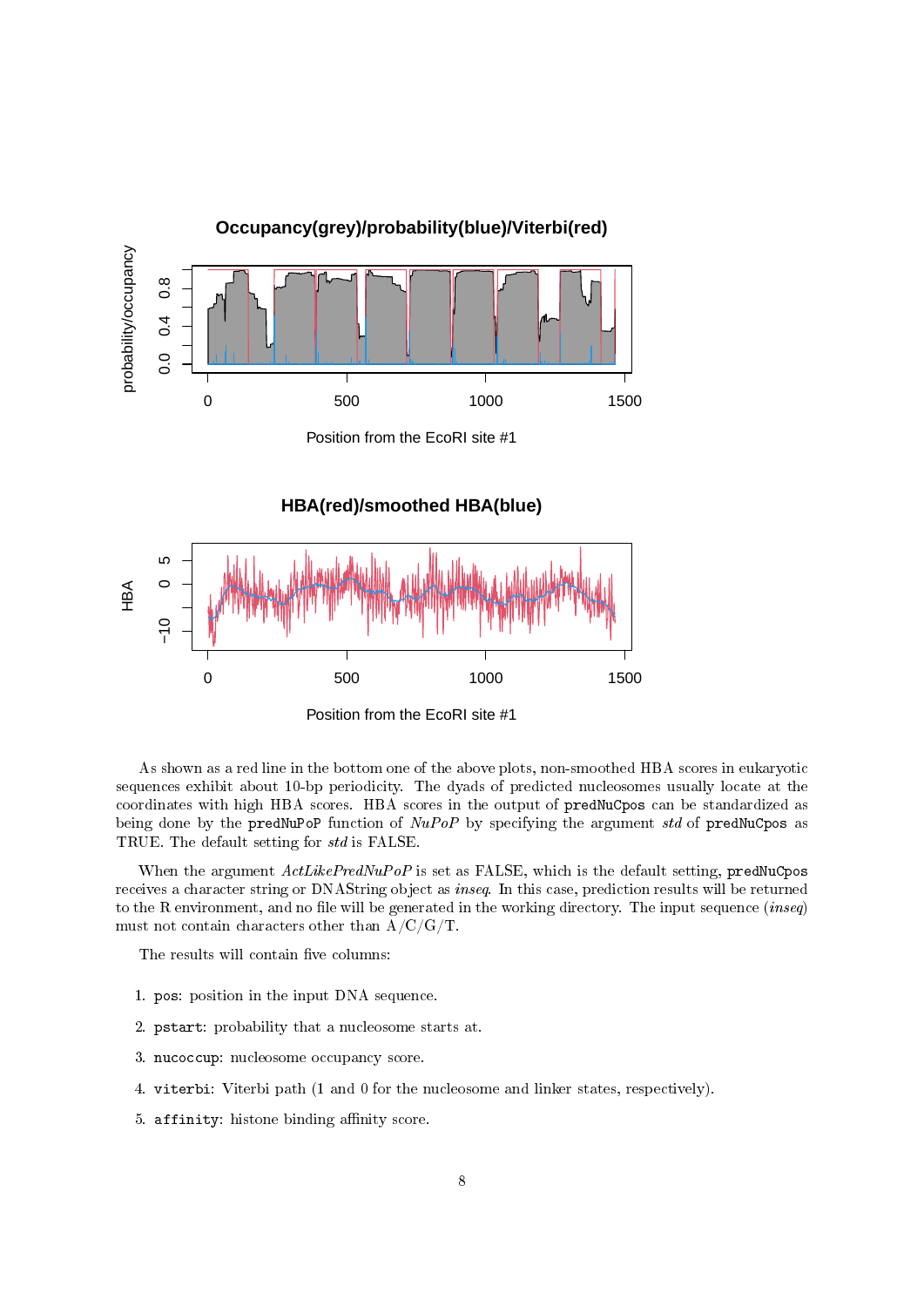As shown as a red line in the bottom one of the above plots, non-smoothed HBA scores in eukaryotic sequences exhibit about 10-bp periodicity. The dyads of predicted nucleosomes usually locate at the coordinates with high HBA scores. HBA scores in the output of `predNuCpos` can be standardized as being done by the `predNuPoP` function of *NuPoP* by specifying the argument *std* of `predNuCpos` as TRUE. The default setting for *std* is FALSE.

When the argument *ActLikePredNuPoP* is set as FALSE, which is the default setting, `predNuCpos` receives a character string or DNAString object as *inseq*. In this case, prediction results will be returned to the R environment, and no file will be generated in the working directory. The input sequence (*inseq*) must not contain characters other than A/C/G/T.

The results will contain five columns:

1. `pos`: position in the input DNA sequence.
2. `pstart`: probability that a nucleosome starts at.
3. `nucoccup`: nucleosome occupancy score.
4. `viterbi`: Viterbi path (1 and 0 for the nucleosome and linker states, respectively).
5. `affinity`: histone binding affinity score.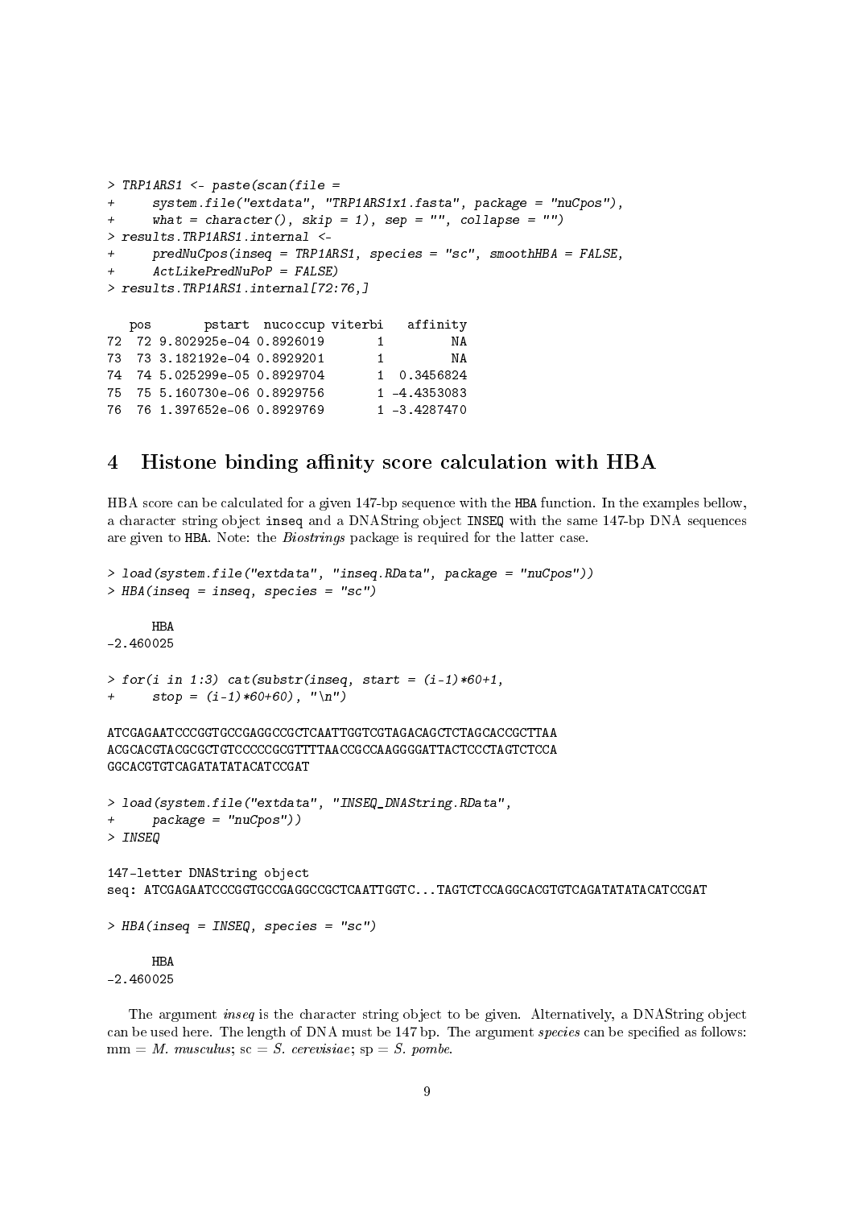```
> TRP1ARS1 <- paste(scan(file =
+     system.file("extdata", "TRP1ARS1x1.fasta", package = "nuCpos"),
+     what = character(), skip = 1), sep = "", collapse = "")
> results.TRP1ARS1.internal <-
+     predNuCpos(inseq = TRP1ARS1, species = "sc", smoothHBA = FALSE,
+     ActLikePredNuPoP = FALSE)
> results.TRP1ARS1.internal[72:76,]

   pos       pstart  nucoccup viterbi   affinity
72  72 9.802925e-04 0.8926019       1         NA
73  73 3.182192e-04 0.8929201       1         NA
74  74 5.025299e-05 0.8929704       1  0.3456824
75  75 5.160730e-06 0.8929756       1 -4.4353083
76  76 1.397652e-06 0.8929769       1 -3.4287470
```

## 4 Histone binding affinity score calculation with HBA

HBA score can be calculated for a given 147-bp sequence with the `HBA` function. In the examples bellow, a character string object `inseq` and a DNAString object `INSEQ` with the same 147-bp DNA sequences are given to `HBA`. Note: the *Biostrings* package is required for the latter case.

```
> load(system.file("extdata", "inseq.RData", package = "nuCpos"))
> HBA(inseq = inseq, species = "sc")

      HBA
-2.460025

> for(i in 1:3) cat(substr(inseq, start = (i-1)*60+1,
+     stop = (i-1)*60+60), "\n")

ATCGAGAATCCCGGTGCCGAGGCCGCTCAATTGGTCGTAGACAGCTCTAGCACCGCTTAA
ACGCACGTACGCGCTGTCCCCCGCGTTTTAACCGCCAAGGGGATTACTCCCTAGTCTCCA
GGCACGTGTCAGATATATACATCCGAT

> load(system.file("extdata", "INSEQ_DNAString.RData",
+     package = "nuCpos"))
> INSEQ

147-letter DNAString object
seq: ATCGAGAATCCCGGTGCCGAGGCCGCTCAATTGGTC...TAGTCTCCAGGCACGTGTCAGATATATACATCCGAT

> HBA(inseq = INSEQ, species = "sc")

      HBA
-2.460025
```

The argument *inseq* is the character string object to be given. Alternatively, a DNAString object can be used here. The length of DNA must be 147 bp. The argument *species* can be specified as follows: mm = *M. musculus*; sc = *S. cerevisiae*; sp = *S. pombe*.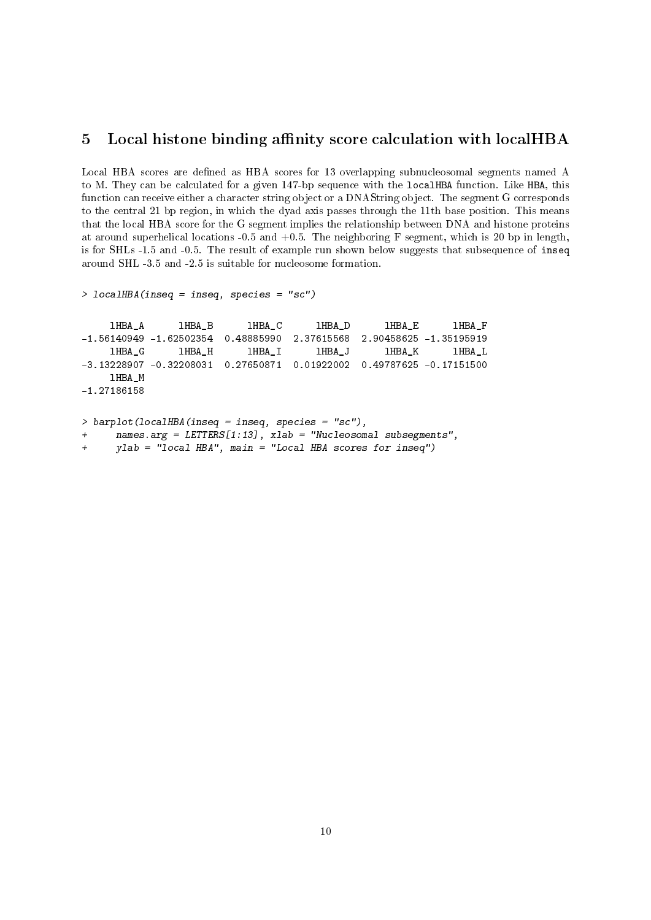## 5 Local histone binding affinity score calculation with localHBA

Local HBA scores are defined as HBA scores for 13 overlapping subnucleosomal segments named A to M. They can be calculated for a given 147-bp sequence with the `localHBA` function. Like `HBA`, this function can receive either a character string object or a DNAString object. The segment G corresponds to the central 21 bp region, in which the dyad axis passes through the 11th base position. This means that the local HBA score for the G segment implies the relationship between DNA and histone proteins at around superhelical locations -0.5 and +0.5. The neighboring F segment, which is 20 bp in length, is for SHLs -1.5 and -0.5. The result of example run shown below suggests that subsequence of `inseq` around SHL -3.5 and -2.5 is suitable for nucleosome formation.

```
> localHBA(inseq = inseq, species = "sc")

     lHBA_A      lHBA_B      lHBA_C      lHBA_D      lHBA_E      lHBA_F 
-1.56140949 -1.62502354  0.48885990  2.37615568  2.90458625 -1.35195919 
     lHBA_G      lHBA_H      lHBA_I      lHBA_J      lHBA_K      lHBA_L 
-3.13228907 -0.32208031  0.27650871  0.01922002  0.49787625 -0.17151500 
     lHBA_M 
-1.27186158 
```

```
> barplot(localHBA(inseq = inseq, species = "sc"),
+     names.arg = LETTERS[1:13], xlab = "Nucleosomal subsegments",
+     ylab = "local HBA", main = "Local HBA scores for inseq")
```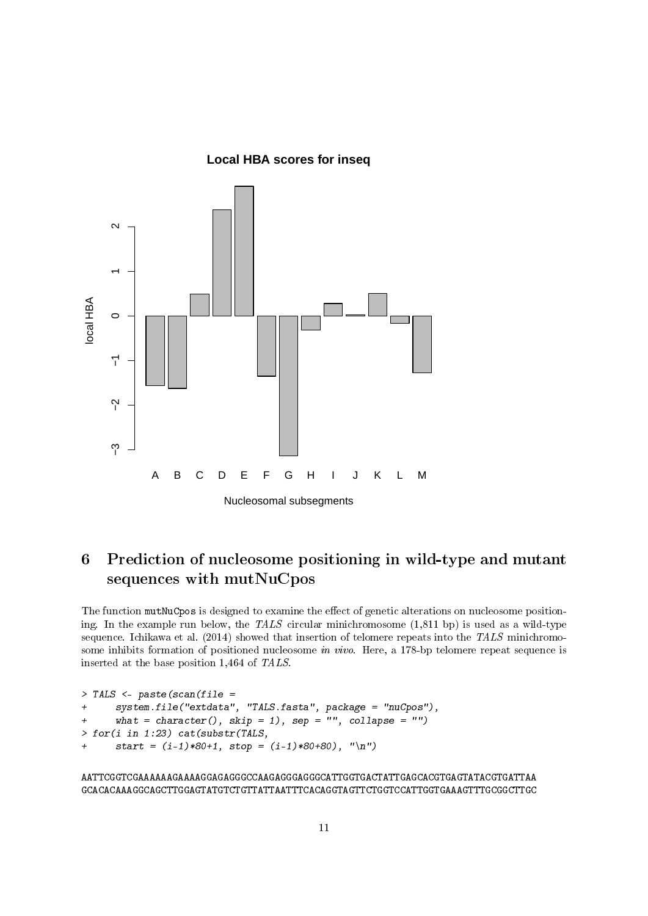## 6 Prediction of nucleosome positioning in wild-type and mutant sequences with mutNuCpos

The function `mutNuCpos` is designed to examine the effect of genetic alterations on nucleosome positioning. In the example run below, the *TALS* circular minichromosome (1,811 bp) is used as a wild-type sequence. Ichikawa et al. (2014) showed that insertion of telomere repeats into the *TALS* minichromosome inhibits formation of positioned nucleosome *in vivo*. Here, a 178-bp telomere repeat sequence is inserted at the base position 1,464 of *TALS*.

```
> TALS <- paste(scan(file =
+     system.file("extdata", "TALS.fasta", package = "nuCpos"),
+     what = character(), skip = 1), sep = "", collapse = "")
> for(i in 1:23) cat(substr(TALS,
+     start = (i-1)*80+1, stop = (i-1)*80+80), "\n")
```

```
AATTCGGTCGAAAAAAGAAAAGGAGAGGGCCAAGAGGGAGGGCATTGGTGACTATTGAGCACGTGAGTATACGTGATTAA
GCACACAAAGGCAGCTTGGAGTATGTCTGTTATTAATTTCACAGGTAGTTCTGGTCCATTGGTGAAAGTTTGCGGCTTGC
```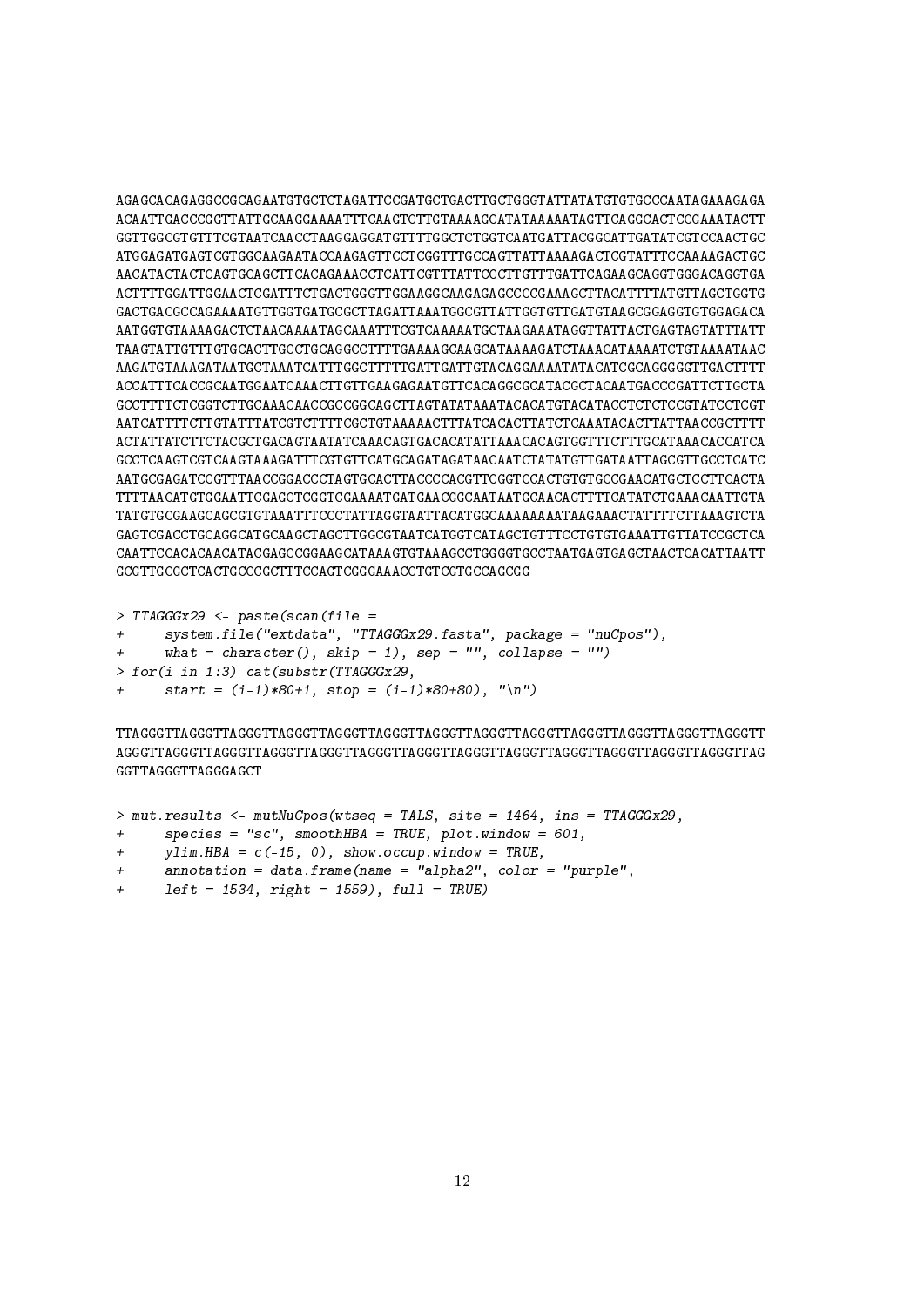```
AGAGCACAGAGGCCGCAGAATGTGCTCTAGATTCCGATGCTGACTTGCTGGGTATTATATGTGTGCCCAATAGAAAGAGA
ACAATTGACCCGGTTATTGCAAGGAAAATTTCAAGTCTTGTAAAAGCATATAAAAATAGTTCAGGCACTCCGAAATACTT
GGTTGGCGTGTTTCGTAATCAACCTAAGGAGGATGTTTTGGCTCTGGTCAATGATTACGGCATTGATATCGTCCAACTGC
ATGGAGATGAGTCGTGGCAAGAATACCAAGAGTTCCTCGGTTTGCCAGTTATTAAAAGACTCGTATTTCCAAAAGACTGC
AACATACTACTCAGTGCAGCTTCACAGAAACCTCATTCGTTTATTCCCTTGTTTGATTCAGAAGCAGGTGGGACAGGTGA
ACTTTTGGATTGGAACTCGATTTCTGACTGGGTTGGAAGGCAAGAGAGCCCCGAAAGCTTACATTTTATGTTAGCTGGTG
GACTGACGCCAGAAAATGTTGGTGATGCGCTTAGATTAAATGGCGTTATTGGTGTTGATGTAAGCGGAGGTGTGGAGACA
AATGGTGTAAAAGACTCTAACAAAATAGCAAATTTCGTCAAAAATGCTAAGAAATAGGTTATTACTGAGTAGTATTTATT
TAAGTATTGTTTGTGCACTTGCCTGCAGGCCTTTTGAAAAGCAAGCATAAAAGATCTAAACATAAAATCTGTAAAATAAC
AAGATGTAAAGATAATGCTAAATCATTTGGCTTTTTGATTGATTGTACAGGAAAATATACATCGCAGGGGGTTGACTTTT
ACCATTTCACCGCAATGGAATCAAACTTGTTGAAGAGAATGTTCACAGGCGCATACGCTACAATGACCCGATTCTTGCTA
GCCTTTTCTCGGTCTTGCAAACAACCGCCGGCAGCTTAGTATATAAATACACATGTACATACCTCTCTCCGTATCCTCGT
AATCATTTTCTTGTATTTATCGTCTTTTCGCTGTAAAAACTTTATCACACTTATCTCAAATACACTTATTAACCGCTTTT
ACTATTATCTTCTACGCTGACAGTAATATCAAACAGTGACACATATTAAACACAGTGGTTTCTTTGCATAAACACCATCA
GCCTCAAGTCGTCAAGTAAAGATTTCGTGTTCATGCAGATAGATAACAATCTATATGTTGATAATTAGCGTTGCCTCATC
AATGCGAGATCCGTTTAACCGGACCCTAGTGCACTTACCCCACGTTCGGTCCACTGTGTGCCGAACATGCTCCTTCACTA
TTTTAACATGTGGAATTCGAGCTCGGTCGAAAATGATGAACGGCAATAATGCAACAGTTTTCATATCTGAAACAATTGTA
TATGTGCGAAGCAGCGTGTAAATTTCCCTATTAGGTAATTACATGGCAAAAAAAAATAAGAAACTATTTTCTTAAAGTCTA
GAGTCGACCTGCAGGCATGCAAGCTAGCTTGGCGTAATCATGGTCATAGCTGTTTCCTGTGTGAAATTGTTATCCGCTCA
CAATTCCACACAACATACGAGCCGGAAGCATAAAGTGTAAAGCCTGGGGTGCCTAATGAGTGAGCTAACTCACATTAATT
GCGTTGCGCTCACTGCCCGCTTTCCAGTCGGGAAACCTGTCGTGCCAGCGG
```

```
> TTAGGGx29 <- paste(scan(file =
+     system.file("extdata", "TTAGGGx29.fasta", package = "nuCpos"),
+     what = character(), skip = 1), sep = "", collapse = "")
> for(i in 1:3) cat(substr(TTAGGGx29,
+     start = (i-1)*80+1, stop = (i-1)*80+80), "\n")
```

```
TTAGGGTTAGGGTTAGGGTTAGGGTTAGGGTTAGGGTTAGGGTTAGGGTTAGGGTTAGGGTTAGGGTTAGGGTTAGGGTT
AGGGTTAGGGTTAGGGTTAGGGTTAGGGTTAGGGTTAGGGTTAGGGTTAGGGTTAGGGTTAGGGTTAGGGTTAGGGTTAG
GGTTAGGGTTAGGGAGCT
```

```
> mut.results <- mutNuCpos(wtseq = TALS, site = 1464, ins = TTAGGGx29,
+     species = "sc", smoothHBA = TRUE, plot.window = 601,
+     ylim.HBA = c(-15, 0), show.occup.window = TRUE,
+     annotation = data.frame(name = "alpha2", color = "purple",
+     left = 1534, right = 1559), full = TRUE)
```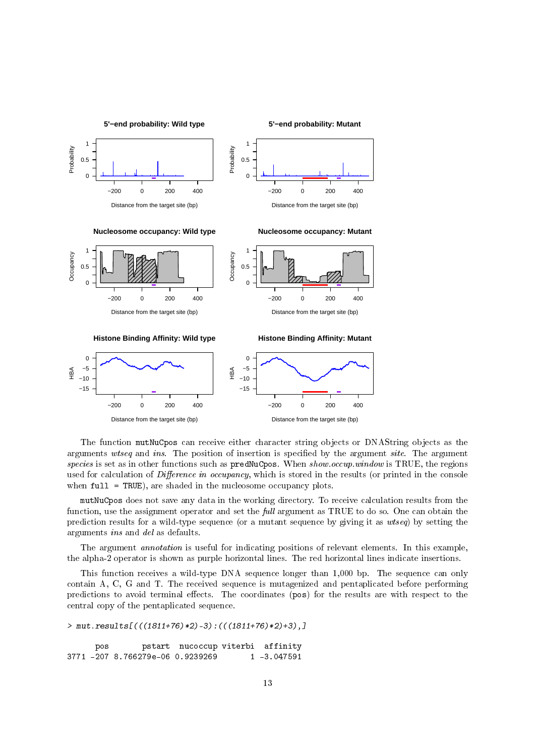The function mutNuCpos can receive either character string objects or DNAString objects as the arguments *wtseq* and *ins*. The position of insertion is specified by the argument *site*. The argument *species* is set as in other functions such as predNuCpos. When *show.occup.window* is TRUE, the regions used for calculation of *Difference in occupancy*, which is stored in the results (or printed in the console when full = TRUE), are shaded in the nucleosome occupancy plots.

mutNuCpos does not save any data in the working directory. To receive calculation results from the function, use the assignment operator and set the *full* argument as TRUE to do so. One can obtain the prediction results for a wild-type sequence (or a mutant sequence by giving it as *wtseq*) by setting the arguments *ins* and *del* as defaults.

The argument *annotation* is useful for indicating positions of relevant elements. In this example, the alpha-2 operator is shown as purple horizontal lines. The red horizontal lines indicate insertions.

This function receives a wild-type DNA sequence longer than 1,000 bp. The sequence can only contain A, C, G and T. The received sequence is mutagenized and pentaplicated before performing predictions to avoid terminal effects. The coordinates (pos) for the results are with respect to the central copy of the pentaplicated sequence.

```
> mut.results[(((1811+76)*2)-3):(((1811+76)*2)+3),]

      pos       pstart  nucoccup viterbi  affinity
3771 -207 8.766279e-06 0.9239269       1 -3.047591
```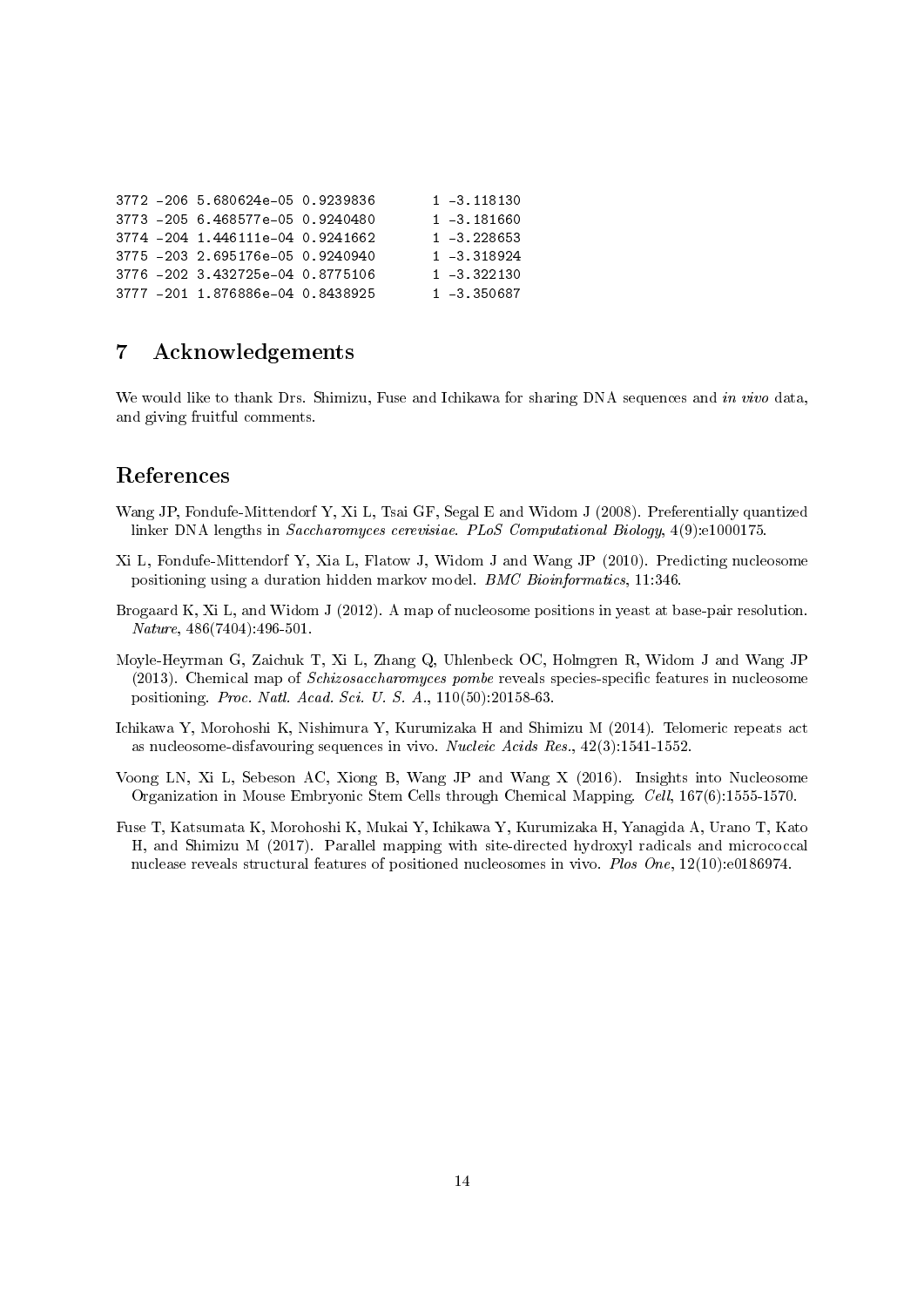```
3772 -206 5.680624e-05 0.9239836       1 -3.118130
3773 -205 6.468577e-05 0.9240480       1 -3.181660
3774 -204 1.446111e-04 0.9241662       1 -3.228653
3775 -203 2.695176e-05 0.9240940       1 -3.318924
3776 -202 3.432725e-04 0.8775106       1 -3.322130
3777 -201 1.876886e-04 0.8438925       1 -3.350687
```

## 7 Acknowledgements

We would like to thank Drs. Shimizu, Fuse and Ichikawa for sharing DNA sequences and *in vivo* data, and giving fruitful comments.

## References

Wang JP, Fondufe-Mittendorf Y, Xi L, Tsai GF, Segal E and Widom J (2008). Preferentially quantized linker DNA lengths in *Saccharomyces cerevisiae*. *PLoS Computational Biology*, 4(9):e1000175.

Xi L, Fondufe-Mittendorf Y, Xia L, Flatow J, Widom J and Wang JP (2010). Predicting nucleosome positioning using a duration hidden markov model. *BMC Bioinformatics*, 11:346.

Brogaard K, Xi L, and Widom J (2012). A map of nucleosome positions in yeast at base-pair resolution. *Nature*, 486(7404):496-501.

Moyle-Heyrman G, Zaichuk T, Xi L, Zhang Q, Uhlenbeck OC, Holmgren R, Widom J and Wang JP (2013). Chemical map of *Schizosaccharomyces pombe* reveals species-specific features in nucleosome positioning. *Proc. Natl. Acad. Sci. U. S. A.*, 110(50):20158-63.

Ichikawa Y, Morohoshi K, Nishimura Y, Kurumizaka H and Shimizu M (2014). Telomeric repeats act as nucleosome-disfavouring sequences in vivo. *Nucleic Acids Res.*, 42(3):1541-1552.

Voong LN, Xi L, Sebeson AC, Xiong B, Wang JP and Wang X (2016). Insights into Nucleosome Organization in Mouse Embryonic Stem Cells through Chemical Mapping. *Cell*, 167(6):1555-1570.

Fuse T, Katsumata K, Morohoshi K, Mukai Y, Ichikawa Y, Kurumizaka H, Yanagida A, Urano T, Kato H, and Shimizu M (2017). Parallel mapping with site-directed hydroxyl radicals and micrococcal nuclease reveals structural features of positioned nucleosomes in vivo. *Plos One*, 12(10):e0186974.